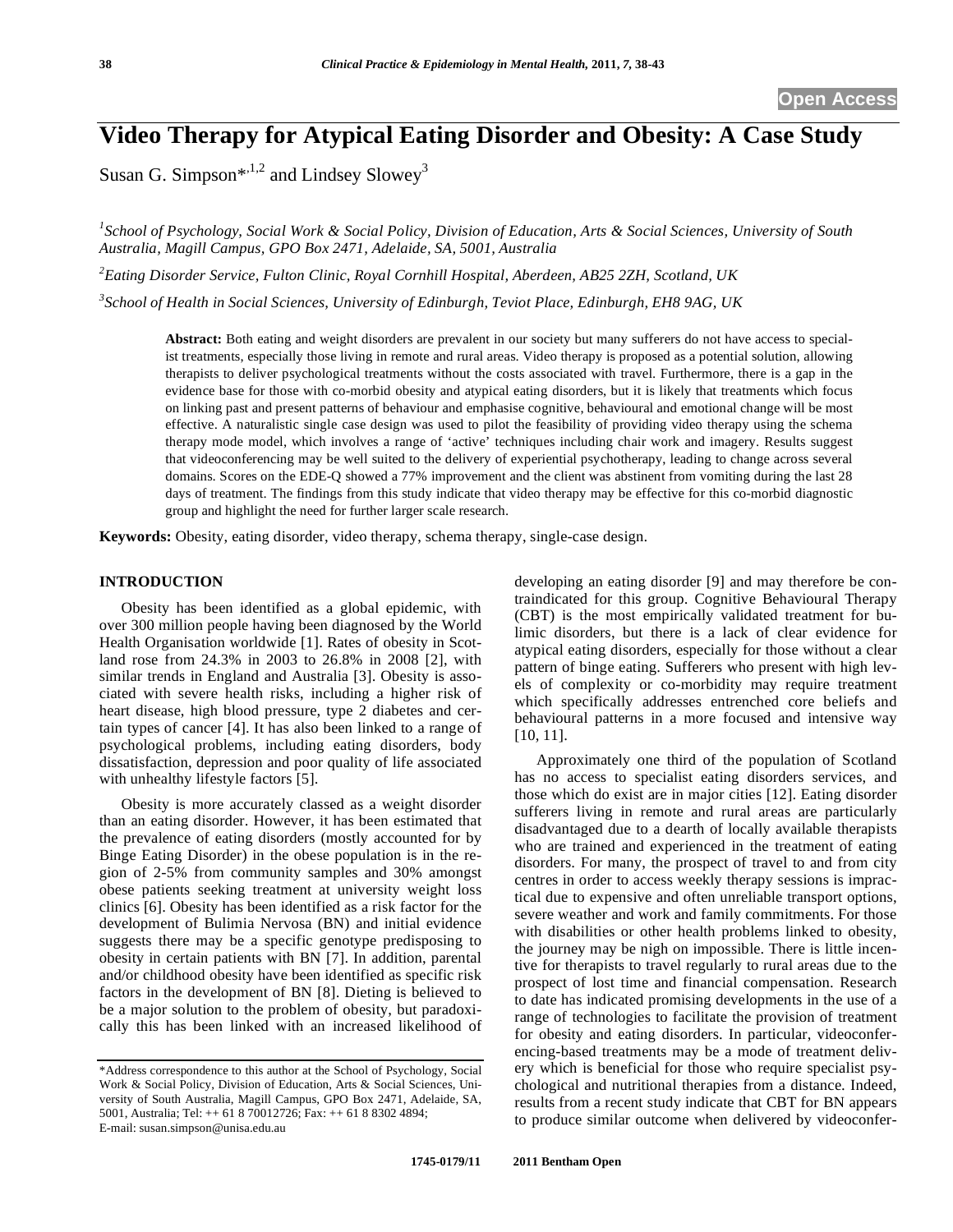Open Access

# Video Therapy for Atypical Eating Disorder and Obesity: A Case Study

Susan G. Simpson*[,1,2] and Lindsey Slowey[3]

[1]*School of Psychology, Social Work & Social Policy, Division of Education, Arts & Social Sciences, University of South Australia, Magill Campus, GPO Box 2471, Adelaide, SA, 5001, Australia*

[2]*Eating Disorder Service, Fulton Clinic, Royal Cornhill Hospital, Aberdeen, AB25 2ZH, Scotland, UK*

[3]*School of Health in Social Sciences, University of Edinburgh, Teviot Place, Edinburgh, EH8 9AG, UK*

**Abstract:** Both eating and weight disorders are prevalent in our society but many sufferers do not have access to specialist treatments, especially those living in remote and rural areas. Video therapy is proposed as a potential solution, allowing therapists to deliver psychological treatments without the costs associated with travel. Furthermore, there is a gap in the evidence base for those with co-morbid obesity and atypical eating disorders, but it is likely that treatments which focus on linking past and present patterns of behaviour and emphasise cognitive, behavioural and emotional change will be most effective. A naturalistic single case design was used to pilot the feasibility of providing video therapy using the schema therapy mode model, which involves a range of 'active' techniques including chair work and imagery. Results suggest that videoconferencing may be well suited to the delivery of experiential psychotherapy, leading to change across several domains. Scores on the EDE-Q showed a 77% improvement and the client was abstinent from vomiting during the last 28 days of treatment. The findings from this study indicate that video therapy may be effective for this co-morbid diagnostic group and highlight the need for further larger scale research.

**Keywords:** Obesity, eating disorder, video therapy, schema therapy, single-case design.

## INTRODUCTION

Obesity has been identified as a global epidemic, with over 300 million people having been diagnosed by the World Health Organisation worldwide [1]. Rates of obesity in Scotland rose from 24.3% in 2003 to 26.8% in 2008 [2], with similar trends in England and Australia [3]. Obesity is associated with severe health risks, including a higher risk of heart disease, high blood pressure, type 2 diabetes and certain types of cancer [4]. It has also been linked to a range of psychological problems, including eating disorders, body dissatisfaction, depression and poor quality of life associated with unhealthy lifestyle factors [5].

Obesity is more accurately classed as a weight disorder than an eating disorder. However, it has been estimated that the prevalence of eating disorders (mostly accounted for by Binge Eating Disorder) in the obese population is in the region of 2-5% from community samples and 30% amongst obese patients seeking treatment at university weight loss clinics [6]. Obesity has been identified as a risk factor for the development of Bulimia Nervosa (BN) and initial evidence suggests there may be a specific genotype predisposing to obesity in certain patients with BN [7]. In addition, parental and/or childhood obesity have been identified as specific risk factors in the development of BN [8]. Dieting is believed to be a major solution to the problem of obesity, but paradoxically this has been linked with an increased likelihood of developing an eating disorder [9] and may therefore be contraindicated for this group. Cognitive Behavioural Therapy (CBT) is the most empirically validated treatment for bulimic disorders, but there is a lack of clear evidence for atypical eating disorders, especially for those without a clear pattern of binge eating. Sufferers who present with high levels of complexity or co-morbidity may require treatment which specifically addresses entrenched core beliefs and behavioural patterns in a more focused and intensive way [10, 11].

Approximately one third of the population of Scotland has no access to specialist eating disorders services, and those which do exist are in major cities [12]. Eating disorder sufferers living in remote and rural areas are particularly disadvantaged due to a dearth of locally available therapists who are trained and experienced in the treatment of eating disorders. For many, the prospect of travel to and from city centres in order to access weekly therapy sessions is impractical due to expensive and often unreliable transport options, severe weather and work and family commitments. For those with disabilities or other health problems linked to obesity, the journey may be nigh on impossible. There is little incentive for therapists to travel regularly to rural areas due to the prospect of lost time and financial compensation. Research to date has indicated promising developments in the use of a range of technologies to facilitate the provision of treatment for obesity and eating disorders. In particular, videoconferencing-based treatments may be a mode of treatment delivery which is beneficial for those who require specialist psychological and nutritional therapies from a distance. Indeed, results from a recent study indicate that CBT for BN appears to produce similar outcome when delivered by videoconfer-

*Address correspondence to this author at the School of Psychology, Social Work & Social Policy, Division of Education, Arts & Social Sciences, University of South Australia, Magill Campus, GPO Box 2471, Adelaide, SA, 5001, Australia; Tel: ++ 61 8 70012726; Fax: ++ 61 8 8302 4894; E-mail: susan.simpson@unisa.edu.au

1745-0179/11 2011 Bentham Open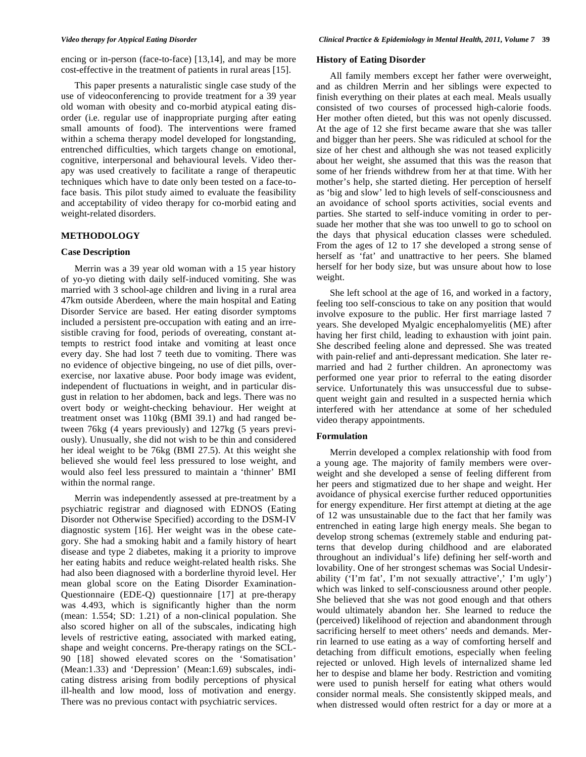encing or in-person (face-to-face) [13,14], and may be more cost-effective in the treatment of patients in rural areas [15].

This paper presents a naturalistic single case study of the use of videoconferencing to provide treatment for a 39 year old woman with obesity and co-morbid atypical eating disorder (i.e. regular use of inappropriate purging after eating small amounts of food). The interventions were framed within a schema therapy model developed for longstanding, entrenched difficulties, which targets change on emotional, cognitive, interpersonal and behavioural levels. Video therapy was used creatively to facilitate a range of therapeutic techniques which have to date only been tested on a face-to-face basis. This pilot study aimed to evaluate the feasibility and acceptability of video therapy for co-morbid eating and weight-related disorders.

## METHODOLOGY

### Case Description

Merrin was a 39 year old woman with a 15 year history of yo-yo dieting with daily self-induced vomiting. She was married with 3 school-age children and living in a rural area 47km outside Aberdeen, where the main hospital and Eating Disorder Service are based. Her eating disorder symptoms included a persistent pre-occupation with eating and an irresistible craving for food, periods of overeating, constant attempts to restrict food intake and vomiting at least once every day. She had lost 7 teeth due to vomiting. There was no evidence of objective bingeing, no use of diet pills, over-exercise, nor laxative abuse. Poor body image was evident, independent of fluctuations in weight, and in particular disgust in relation to her abdomen, back and legs. There was no overt body or weight-checking behaviour. Her weight at treatment onset was 110kg (BMI 39.1) and had ranged between 76kg (4 years previously) and 127kg (5 years previously). Unusually, she did not wish to be thin and considered her ideal weight to be 76kg (BMI 27.5). At this weight she believed she would feel less pressured to lose weight, and would also feel less pressured to maintain a 'thinner' BMI within the normal range.

Merrin was independently assessed at pre-treatment by a psychiatric registrar and diagnosed with EDNOS (Eating Disorder not Otherwise Specified) according to the DSM-IV diagnostic system [16]. Her weight was in the obese category. She had a smoking habit and a family history of heart disease and type 2 diabetes, making it a priority to improve her eating habits and reduce weight-related health risks. She had also been diagnosed with a borderline thyroid level. Her mean global score on the Eating Disorder Examination-Questionnaire (EDE-Q) questionnaire [17] at pre-therapy was 4.493, which is significantly higher than the norm (mean: 1.554; SD: 1.21) of a non-clinical population. She also scored higher on all of the subscales, indicating high levels of restrictive eating, associated with marked eating, shape and weight concerns. Pre-therapy ratings on the SCL-90 [18] showed elevated scores on the 'Somatisation' (Mean:1.33) and 'Depression' (Mean:1.69) subscales, indicating distress arising from bodily perceptions of physical ill-health and low mood, loss of motivation and energy. There was no previous contact with psychiatric services.

### History of Eating Disorder

All family members except her father were overweight, and as children Merrin and her siblings were expected to finish everything on their plates at each meal. Meals usually consisted of two courses of processed high-calorie foods. Her mother often dieted, but this was not openly discussed. At the age of 12 she first became aware that she was taller and bigger than her peers. She was ridiculed at school for the size of her chest and although she was not teased explicitly about her weight, she assumed that this was the reason that some of her friends withdrew from her at that time. With her mother's help, she started dieting. Her perception of herself as 'big and slow' led to high levels of self-consciousness and an avoidance of school sports activities, social events and parties. She started to self-induce vomiting in order to persuade her mother that she was too unwell to go to school on the days that physical education classes were scheduled. From the ages of 12 to 17 she developed a strong sense of herself as 'fat' and unattractive to her peers. She blamed herself for her body size, but was unsure about how to lose weight.

She left school at the age of 16, and worked in a factory, feeling too self-conscious to take on any position that would involve exposure to the public. Her first marriage lasted 7 years. She developed Myalgic encephalomyelitis (ME) after having her first child, leading to exhaustion with joint pain. She described feeling alone and depressed. She was treated with pain-relief and anti-depressant medication. She later remarried and had 2 further children. An apronectomy was performed one year prior to referral to the eating disorder service. Unfortunately this was unsuccessful due to subsequent weight gain and resulted in a suspected hernia which interfered with her attendance at some of her scheduled video therapy appointments.

### Formulation

Merrin developed a complex relationship with food from a young age. The majority of family members were overweight and she developed a sense of feeling different from her peers and stigmatized due to her shape and weight. Her avoidance of physical exercise further reduced opportunities for energy expenditure. Her first attempt at dieting at the age of 12 was unsustainable due to the fact that her family was entrenched in eating large high energy meals. She began to develop strong schemas (extremely stable and enduring patterns that develop during childhood and are elaborated throughout an individual's life) defining her self-worth and lovability. One of her strongest schemas was Social Undesirability ('I'm fat', I'm not sexually attractive',' I'm ugly') which was linked to self-consciousness around other people. She believed that she was not good enough and that others would ultimately abandon her. She learned to reduce the (perceived) likelihood of rejection and abandonment through sacrificing herself to meet others' needs and demands. Merrin learned to use eating as a way of comforting herself and detaching from difficult emotions, especially when feeling rejected or unloved. High levels of internalized shame led her to despise and blame her body. Restriction and vomiting were used to punish herself for eating what others would consider normal meals. She consistently skipped meals, and when distressed would often restrict for a day or more at a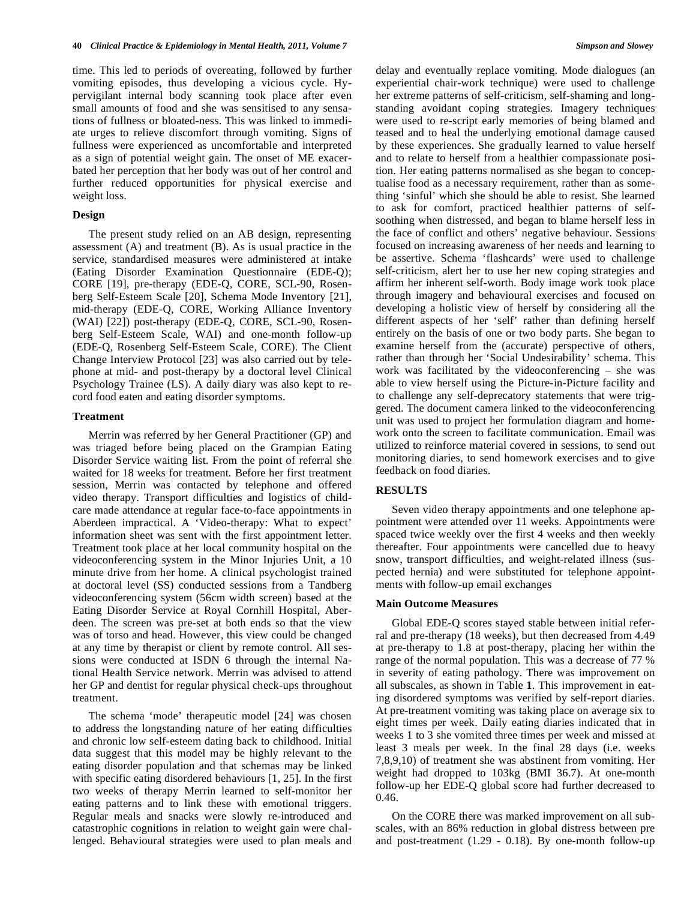time. This led to periods of overeating, followed by further vomiting episodes, thus developing a vicious cycle. Hypervigilant internal body scanning took place after even small amounts of food and she was sensitised to any sensations of fullness or bloated-ness. This was linked to immediate urges to relieve discomfort through vomiting. Signs of fullness were experienced as uncomfortable and interpreted as a sign of potential weight gain. The onset of ME exacerbated her perception that her body was out of her control and further reduced opportunities for physical exercise and weight loss.

### Design

The present study relied on an AB design, representing assessment (A) and treatment (B). As is usual practice in the service, standardised measures were administered at intake (Eating Disorder Examination Questionnaire (EDE-Q); CORE [19], pre-therapy (EDE-Q, CORE, SCL-90, Rosenberg Self-Esteem Scale [20], Schema Mode Inventory [21], mid-therapy (EDE-Q, CORE, Working Alliance Inventory (WAI) [22]) post-therapy (EDE-Q, CORE, SCL-90, Rosenberg Self-Esteem Scale, WAI) and one-month follow-up (EDE-Q, Rosenberg Self-Esteem Scale, CORE). The Client Change Interview Protocol [23] was also carried out by telephone at mid- and post-therapy by a doctoral level Clinical Psychology Trainee (LS). A daily diary was also kept to record food eaten and eating disorder symptoms.

### Treatment

Merrin was referred by her General Practitioner (GP) and was triaged before being placed on the Grampian Eating Disorder Service waiting list. From the point of referral she waited for 18 weeks for treatment. Before her first treatment session, Merrin was contacted by telephone and offered video therapy. Transport difficulties and logistics of childcare made attendance at regular face-to-face appointments in Aberdeen impractical. A 'Video-therapy: What to expect' information sheet was sent with the first appointment letter. Treatment took place at her local community hospital on the videoconferencing system in the Minor Injuries Unit, a 10 minute drive from her home. A clinical psychologist trained at doctoral level (SS) conducted sessions from a Tandberg videoconferencing system (56cm width screen) based at the Eating Disorder Service at Royal Cornhill Hospital, Aberdeen. The screen was pre-set at both ends so that the view was of torso and head. However, this view could be changed at any time by therapist or client by remote control. All sessions were conducted at ISDN 6 through the internal National Health Service network. Merrin was advised to attend her GP and dentist for regular physical check-ups throughout treatment.

The schema 'mode' therapeutic model [24] was chosen to address the longstanding nature of her eating difficulties and chronic low self-esteem dating back to childhood. Initial data suggest that this model may be highly relevant to the eating disorder population and that schemas may be linked with specific eating disordered behaviours [1, 25]. In the first two weeks of therapy Merrin learned to self-monitor her eating patterns and to link these with emotional triggers. Regular meals and snacks were slowly re-introduced and catastrophic cognitions in relation to weight gain were challenged. Behavioural strategies were used to plan meals and delay and eventually replace vomiting. Mode dialogues (an experiential chair-work technique) were used to challenge her extreme patterns of self-criticism, self-shaming and longstanding avoidant coping strategies. Imagery techniques were used to re-script early memories of being blamed and teased and to heal the underlying emotional damage caused by these experiences. She gradually learned to value herself and to relate to herself from a healthier compassionate position. Her eating patterns normalised as she began to conceptualise food as a necessary requirement, rather than as something 'sinful' which she should be able to resist. She learned to ask for comfort, practiced healthier patterns of self-soothing when distressed, and began to blame herself less in the face of conflict and others' negative behaviour. Sessions focused on increasing awareness of her needs and learning to be assertive. Schema 'flashcards' were used to challenge self-criticism, alert her to use her new coping strategies and affirm her inherent self-worth. Body image work took place through imagery and behavioural exercises and focused on developing a holistic view of herself by considering all the different aspects of her 'self' rather than defining herself entirely on the basis of one or two body parts. She began to examine herself from the (accurate) perspective of others, rather than through her 'Social Undesirability' schema. This work was facilitated by the videoconferencing – she was able to view herself using the Picture-in-Picture facility and to challenge any self-deprecatory statements that were triggered. The document camera linked to the videoconferencing unit was used to project her formulation diagram and homework onto the screen to facilitate communication. Email was utilized to reinforce material covered in sessions, to send out monitoring diaries, to send homework exercises and to give feedback on food diaries.

## RESULTS

Seven video therapy appointments and one telephone appointment were attended over 11 weeks. Appointments were spaced twice weekly over the first 4 weeks and then weekly thereafter. Four appointments were cancelled due to heavy snow, transport difficulties, and weight-related illness (suspected hernia) and were substituted for telephone appointments with follow-up email exchanges

### Main Outcome Measures

Global EDE-Q scores stayed stable between initial referral and pre-therapy (18 weeks), but then decreased from 4.49 at pre-therapy to 1.8 at post-therapy, placing her within the range of the normal population. This was a decrease of 77 % in severity of eating pathology. There was improvement on all subscales, as shown in Table **1**. This improvement in eating disordered symptoms was verified by self-report diaries. At pre-treatment vomiting was taking place on average six to eight times per week. Daily eating diaries indicated that in weeks 1 to 3 she vomited three times per week and missed at least 3 meals per week. In the final 28 days (i.e. weeks 7,8,9,10) of treatment she was abstinent from vomiting. Her weight had dropped to 103kg (BMI 36.7). At one-month follow-up her EDE-Q global score had further decreased to 0.46.

On the CORE there was marked improvement on all subscales, with an 86% reduction in global distress between pre and post-treatment (1.29 - 0.18). By one-month follow-up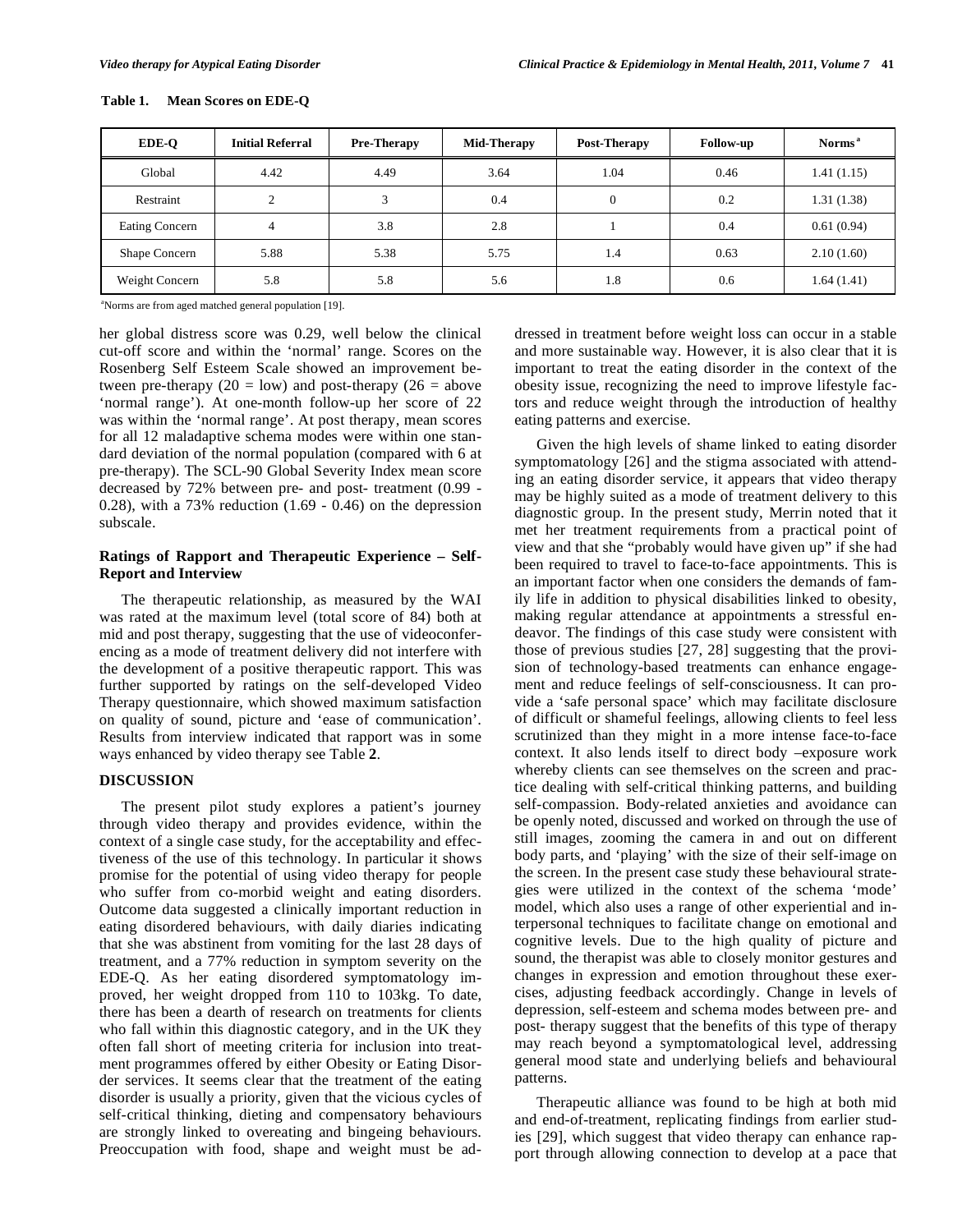**Table 1. Mean Scores on EDE-Q**

| EDE-Q | Initial Referral | Pre-Therapy | Mid-Therapy | Post-Therapy | Follow-up | Norms [a] |
|---|---|---|---|---|---|---|
| Global | 4.42 | 4.49 | 3.64 | 1.04 | 0.46 | 1.41 (1.15) |
| Restraint | 2 | 3 | 0.4 | 0 | 0.2 | 1.31 (1.38) |
| Eating Concern | 4 | 3.8 | 2.8 | 1 | 0.4 | 0.61 (0.94) |
| Shape Concern | 5.88 | 5.38 | 5.75 | 1.4 | 0.63 | 2.10 (1.60) |
| Weight Concern | 5.8 | 5.8 | 5.6 | 1.8 | 0.6 | 1.64 (1.41) |

[a] Norms are from aged matched general population [19].

her global distress score was 0.29, well below the clinical cut-off score and within the 'normal' range. Scores on the Rosenberg Self Esteem Scale showed an improvement between pre-therapy (20 = low) and post-therapy (26 = above 'normal range'). At one-month follow-up her score of 22 was within the 'normal range'. At post therapy, mean scores for all 12 maladaptive schema modes were within one standard deviation of the normal population (compared with 6 at pre-therapy). The SCL-90 Global Severity Index mean score decreased by 72% between pre- and post- treatment (0.99 - 0.28), with a 73% reduction (1.69 - 0.46) on the depression subscale.

### Ratings of Rapport and Therapeutic Experience – Self-Report and Interview

The therapeutic relationship, as measured by the WAI was rated at the maximum level (total score of 84) both at mid and post therapy, suggesting that the use of videoconferencing as a mode of treatment delivery did not interfere with the development of a positive therapeutic rapport. This was further supported by ratings on the self-developed Video Therapy questionnaire, which showed maximum satisfaction on quality of sound, picture and 'ease of communication'. Results from interview indicated that rapport was in some ways enhanced by video therapy see Table **2**.

## DISCUSSION

The present pilot study explores a patient's journey through video therapy and provides evidence, within the context of a single case study, for the acceptability and effectiveness of the use of this technology. In particular it shows promise for the potential of using video therapy for people who suffer from co-morbid weight and eating disorders. Outcome data suggested a clinically important reduction in eating disordered behaviours, with daily diaries indicating that she was abstinent from vomiting for the last 28 days of treatment, and a 77% reduction in symptom severity on the EDE-Q. As her eating disordered symptomatology improved, her weight dropped from 110 to 103kg. To date, there has been a dearth of research on treatments for clients who fall within this diagnostic category, and in the UK they often fall short of meeting criteria for inclusion into treatment programmes offered by either Obesity or Eating Disorder services. It seems clear that the treatment of the eating disorder is usually a priority, given that the vicious cycles of self-critical thinking, dieting and compensatory behaviours are strongly linked to overeating and bingeing behaviours. Preoccupation with food, shape and weight must be addressed in treatment before weight loss can occur in a stable and more sustainable way. However, it is also clear that it is important to treat the eating disorder in the context of the obesity issue, recognizing the need to improve lifestyle factors and reduce weight through the introduction of healthy eating patterns and exercise.

Given the high levels of shame linked to eating disorder symptomatology [26] and the stigma associated with attending an eating disorder service, it appears that video therapy may be highly suited as a mode of treatment delivery to this diagnostic group. In the present study, Merrin noted that it met her treatment requirements from a practical point of view and that she "probably would have given up" if she had been required to travel to face-to-face appointments. This is an important factor when one considers the demands of family life in addition to physical disabilities linked to obesity, making regular attendance at appointments a stressful endeavor. The findings of this case study were consistent with those of previous studies [27, 28] suggesting that the provision of technology-based treatments can enhance engagement and reduce feelings of self-consciousness. It can provide a 'safe personal space' which may facilitate disclosure of difficult or shameful feelings, allowing clients to feel less scrutinized than they might in a more intense face-to-face context. It also lends itself to direct body –exposure work whereby clients can see themselves on the screen and practice dealing with self-critical thinking patterns, and building self-compassion. Body-related anxieties and avoidance can be openly noted, discussed and worked on through the use of still images, zooming the camera in and out on different body parts, and 'playing' with the size of their self-image on the screen. In the present case study these behavioural strategies were utilized in the context of the schema 'mode' model, which also uses a range of other experiential and interpersonal techniques to facilitate change on emotional and cognitive levels. Due to the high quality of picture and sound, the therapist was able to closely monitor gestures and changes in expression and emotion throughout these exercises, adjusting feedback accordingly. Change in levels of depression, self-esteem and schema modes between pre- and post- therapy suggest that the benefits of this type of therapy may reach beyond a symptomatological level, addressing general mood state and underlying beliefs and behavioural patterns.

Therapeutic alliance was found to be high at both mid and end-of-treatment, replicating findings from earlier studies [29], which suggest that video therapy can enhance rapport through allowing connection to develop at a pace that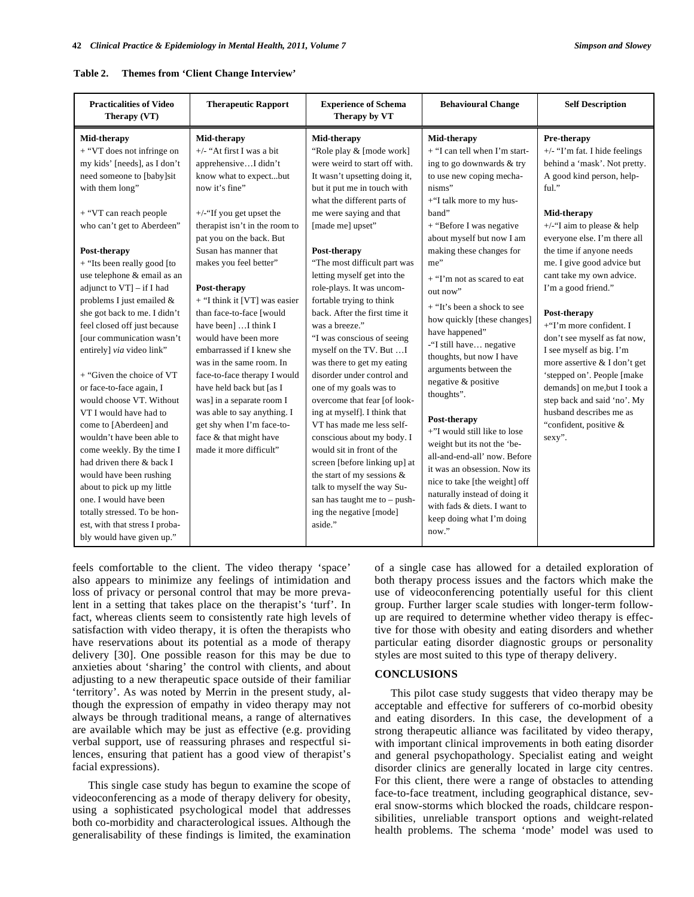**Table 2. Themes from 'Client Change Interview'**

| Practicalities of Video Therapy (VT) | Therapeutic Rapport | Experience of Schema Therapy by VT | Behavioural Change | Self Description |
|---|---|---|---|---|
| **Mid-therapy**<br>+ "VT does not infringe on my kids' [needs], as I don't need someone to [baby]sit with them long"<br><br>+ "VT can reach people who can't get to Aberdeen"<br><br>**Post-therapy**<br>+ "Its been really good [to use telephone & email as an adjunct to VT] – if I had problems I just emailed & she got back to me. I didn't feel closed off just because [our communication wasn't entirely] *via* video link"<br><br>+ "Given the choice of VT or face-to-face again, I would choose VT. Without VT I would have had to come to [Aberdeen] and wouldn't have been able to come weekly. By the time I had driven there & back I would have been rushing about to pick up my little one. I would have been totally stressed. To be honest, with that stress I probably would have given up." | **Mid-therapy**<br>+/- "At first I was a bit apprehensive…I didn't know what to expect...but now it's fine"<br><br>+/-"If you get upset the therapist isn't in the room to pat you on the back. But Susan has manner that makes you feel better"<br><br>**Post-therapy**<br>+ "I think it [VT] was easier than face-to-face [would have been] …I think I would have been more embarrassed if I knew she was in the same room. In face-to-face therapy I would have held back but [as I was] in a separate room I was able to say anything. I get shy when I'm face-to-face & that might have made it more difficult" | **Mid-therapy**<br>"Role play & [mode work] were weird to start off with. It wasn't upsetting doing it, but it put me in touch with what the different parts of me were saying and that [made me] upset"<br><br>**Post-therapy**<br>"The most difficult part was letting myself get into the role-plays. It was uncomfortable trying to think back. After the first time it was a breeze."<br>"I was conscious of seeing myself on the TV. But …I was there to get my eating disorder under control and one of my goals was to overcome that fear [of looking at myself]. I think that VT has made me less self-conscious about my body. I would sit in front of the screen [before linking up] at the start of my sessions & talk to myself the way Susan has taught me to – pushing the negative [mode] aside." | **Mid-therapy**<br>+ "I can tell when I'm starting to go downwards & try to use new coping mechanisms"<br>+"I talk more to my husband"<br>+ "Before I was negative about myself but now I am making these changes for me"<br>+ "I'm not as scared to eat out now"<br>+ "It's been a shock to see how quickly [these changes] have happened"<br>-"I still have… negative thoughts, but now I have arguments between the negative & positive thoughts".<br><br>**Post-therapy**<br>+"I would still like to lose weight but its not the 'be-all-and-end-all' now. Before it was an obsession. Now its nice to take [the weight] off naturally instead of doing it with fads & diets. I want to keep doing what I'm doing now." | **Pre-therapy**<br>+/- "I'm fat. I hide feelings behind a 'mask'. Not pretty. A good kind person, helpful."<br><br>**Mid-therapy**<br>+/-"I aim to please & help everyone else. I'm there all the time if anyone needs me. I give good advice but cant take my own advice. I'm a good friend."<br><br>**Post-therapy**<br>+"I'm more confident. I don't see myself as fat now, I see myself as big. I'm more assertive & I don't get 'stepped on'. People [make demands] on me,but I took a step back and said 'no'. My husband describes me as "confident, positive & sexy". |

feels comfortable to the client. The video therapy 'space' also appears to minimize any feelings of intimidation and loss of privacy or personal control that may be more prevalent in a setting that takes place on the therapist's 'turf'. In fact, whereas clients seem to consistently rate high levels of satisfaction with video therapy, it is often the therapists who have reservations about its potential as a mode of therapy delivery [30]. One possible reason for this may be due to anxieties about 'sharing' the control with clients, and about adjusting to a new therapeutic space outside of their familiar 'territory'. As was noted by Merrin in the present study, although the expression of empathy in video therapy may not always be through traditional means, a range of alternatives are available which may be just as effective (e.g. providing verbal support, use of reassuring phrases and respectful silences, ensuring that patient has a good view of therapist's facial expressions).

This single case study has begun to examine the scope of videoconferencing as a mode of therapy delivery for obesity, using a sophisticated psychological model that addresses both co-morbidity and characterological issues. Although the generalisability of these findings is limited, the examination of a single case has allowed for a detailed exploration of both therapy process issues and the factors which make the use of videoconferencing potentially useful for this client group. Further larger scale studies with longer-term follow-up are required to determine whether video therapy is effective for those with obesity and eating disorders and whether particular eating disorder diagnostic groups or personality styles are most suited to this type of therapy delivery.

## CONCLUSIONS

This pilot case study suggests that video therapy may be acceptable and effective for sufferers of co-morbid obesity and eating disorders. In this case, the development of a strong therapeutic alliance was facilitated by video therapy, with important clinical improvements in both eating disorder and general psychopathology. Specialist eating and weight disorder clinics are generally located in large city centres. For this client, there were a range of obstacles to attending face-to-face treatment, including geographical distance, several snow-storms which blocked the roads, childcare responsibilities, unreliable transport options and weight-related health problems. The schema 'mode' model was used to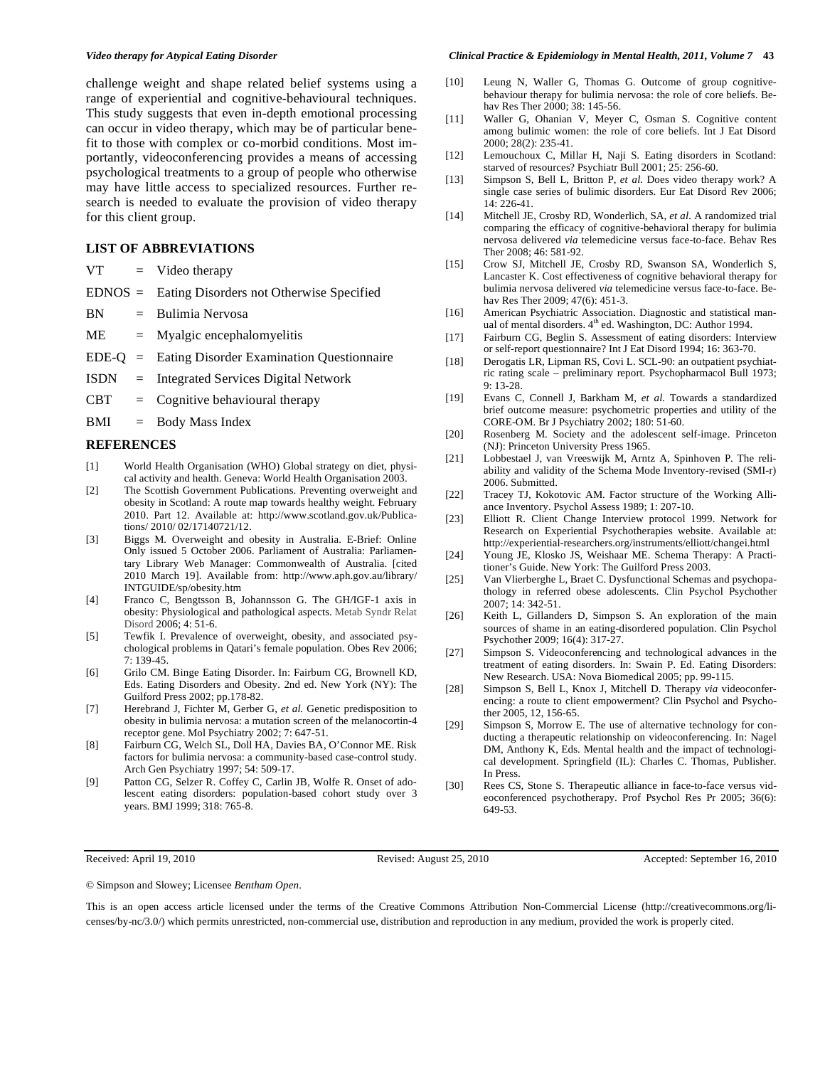challenge weight and shape related belief systems using a range of experiential and cognitive-behavioural techniques. This study suggests that even in-depth emotional processing can occur in video therapy, which may be of particular benefit to those with complex or co-morbid conditions. Most importantly, videoconferencing provides a means of accessing psychological treatments to a group of people who otherwise may have little access to specialized resources. Further research is needed to evaluate the provision of video therapy for this client group.

## LIST OF ABBREVIATIONS

VT = Video therapy

EDNOS = Eating Disorders not Otherwise Specified

BN = Bulimia Nervosa

ME = Myalgic encephalomyelitis

EDE-Q = Eating Disorder Examination Questionnaire

ISDN = Integrated Services Digital Network

CBT = Cognitive behavioural therapy

BMI = Body Mass Index

## REFERENCES

[1] World Health Organisation (WHO) Global strategy on diet, physical activity and health. Geneva: World Health Organisation 2003.

[2] The Scottish Government Publications. Preventing overweight and obesity in Scotland: A route map towards healthy weight. February 2010. Part 12. Available at: http://www.scotland.gov.uk/Publications/ 2010/ 02/17140721/12.

[3] Biggs M. Overweight and obesity in Australia. E-Brief: Online Only issued 5 October 2006. Parliament of Australia: Parliamentary Library Web Manager: Commonwealth of Australia. [cited 2010 March 19]. Available from: http://www.aph.gov.au/library/ INTGUIDE/sp/obesity.htm

[4] Franco C, Bengtsson B, Johannsson G. The GH/IGF-1 axis in obesity: Physiological and pathological aspects. Metab Syndr Relat Disord 2006; 4: 51-6.

[5] Tewfik I. Prevalence of overweight, obesity, and associated psychological problems in Qatari's female population. Obes Rev 2006; 7: 139-45.

[6] Grilo CM. Binge Eating Disorder. In: Fairburn CG, Brownell KD, Eds. Eating Disorders and Obesity. 2nd ed. New York (NY): The Guilford Press 2002; pp.178-82.

[7] Herebrand J, Fichter M, Gerber G, *et al.* Genetic predisposition to obesity in bulimia nervosa: a mutation screen of the melanocortin-4 receptor gene. Mol Psychiatry 2002; 7: 647-51.

[8] Fairburn CG, Welch SL, Doll HA, Davies BA, O'Connor ME. Risk factors for bulimia nervosa: a community-based case-control study. Arch Gen Psychiatry 1997; 54: 509-17.

[9] Patton CG, Selzer R. Coffey C, Carlin JB, Wolfe R. Onset of adolescent eating disorders: population-based cohort study over 3 years. BMJ 1999; 318: 765-8.

[10] Leung N, Waller G, Thomas G. Outcome of group cognitive-behaviour therapy for bulimia nervosa: the role of core beliefs. Behav Res Ther 2000; 38: 145-56.

[11] Waller G, Ohanian V, Meyer C, Osman S. Cognitive content among bulimic women: the role of core beliefs. Int J Eat Disord 2000; 28(2): 235-41.

[12] Lemouchoux C, Millar H, Naji S. Eating disorders in Scotland: starved of resources? Psychiatr Bull 2001; 25: 256-60.

[13] Simpson S, Bell L, Britton P, *et al.* Does video therapy work? A single case series of bulimic disorders. Eur Eat Disord Rev 2006; 14: 226-41.

[14] Mitchell JE, Crosby RD, Wonderlich, SA, *et al*. A randomized trial comparing the efficacy of cognitive-behavioral therapy for bulimia nervosa delivered *via* telemedicine versus face-to-face. Behav Res Ther 2008; 46: 581-92.

[15] Crow SJ, Mitchell JE, Crosby RD, Swanson SA, Wonderlich S, Lancaster K. Cost effectiveness of cognitive behavioral therapy for bulimia nervosa delivered *via* telemedicine versus face-to-face. Behav Res Ther 2009; 47(6): 451-3.

[16] American Psychiatric Association. Diagnostic and statistical manual of mental disorders. 4th ed. Washington, DC: Author 1994.

[17] Fairburn CG, Beglin S. Assessment of eating disorders: Interview or self-report questionnaire? Int J Eat Disord 1994; 16: 363-70.

[18] Derogatis LR, Lipman RS, Covi L. SCL-90: an outpatient psychiatric rating scale – preliminary report. Psychopharmacol Bull 1973; 9: 13-28.

[19] Evans C, Connell J, Barkham M, *et al.* Towards a standardized brief outcome measure: psychometric properties and utility of the CORE-OM. Br J Psychiatry 2002; 180: 51-60.

[20] Rosenberg M. Society and the adolescent self-image. Princeton (NJ): Princeton University Press 1965.

[21] Lobbestael J, van Vreeswijk M, Arntz A, Spinhoven P. The reliability and validity of the Schema Mode Inventory-revised (SMI-r) 2006. Submitted.

[22] Tracey TJ, Kokotovic AM. Factor structure of the Working Alliance Inventory. Psychol Assess 1989; 1: 207-10.

[23] Elliott R. Client Change Interview protocol 1999. Network for Research on Experiential Psychotherapies website. Available at: http://experiential-researchers.org/instruments/elliott/changei.html

[24] Young JE, Klosko JS, Weishaar ME. Schema Therapy: A Practitioner's Guide. New York: The Guilford Press 2003.

[25] Van Vlierberghe L, Braet C. Dysfunctional Schemas and psychopathology in referred obese adolescents. Clin Psychol Psychother 2007; 14: 342-51.

[26] Keith L, Gillanders D, Simpson S. An exploration of the main sources of shame in an eating-disordered population. Clin Psychol Psychother 2009; 16(4): 317-27.

[27] Simpson S. Videoconferencing and technological advances in the treatment of eating disorders. In: Swain P. Ed. Eating Disorders: New Research. USA: Nova Biomedical 2005; pp. 99-115.

[28] Simpson S, Bell L, Knox J, Mitchell D. Therapy *via* videoconferencing: a route to client empowerment? Clin Psychol and Psychother 2005, 12, 156-65.

[29] Simpson S, Morrow E. The use of alternative technology for conducting a therapeutic relationship on videoconferencing. In: Nagel DM, Anthony K, Eds. Mental health and the impact of technological development. Springfield (IL): Charles C. Thomas, Publisher. In Press.

[30] Rees CS, Stone S. Therapeutic alliance in face-to-face versus videoconferenced psychotherapy. Prof Psychol Res Pr 2005; 36(6): 649-53.

Received: April 19, 2010 Revised: August 25, 2010 Accepted: September 16, 2010

© Simpson and Slowey; Licensee *Bentham Open*.

This is an open access article licensed under the terms of the Creative Commons Attribution Non-Commercial License (http://creativecommons.org/licenses/by-nc/3.0/) which permits unrestricted, non-commercial use, distribution and reproduction in any medium, provided the work is properly cited.